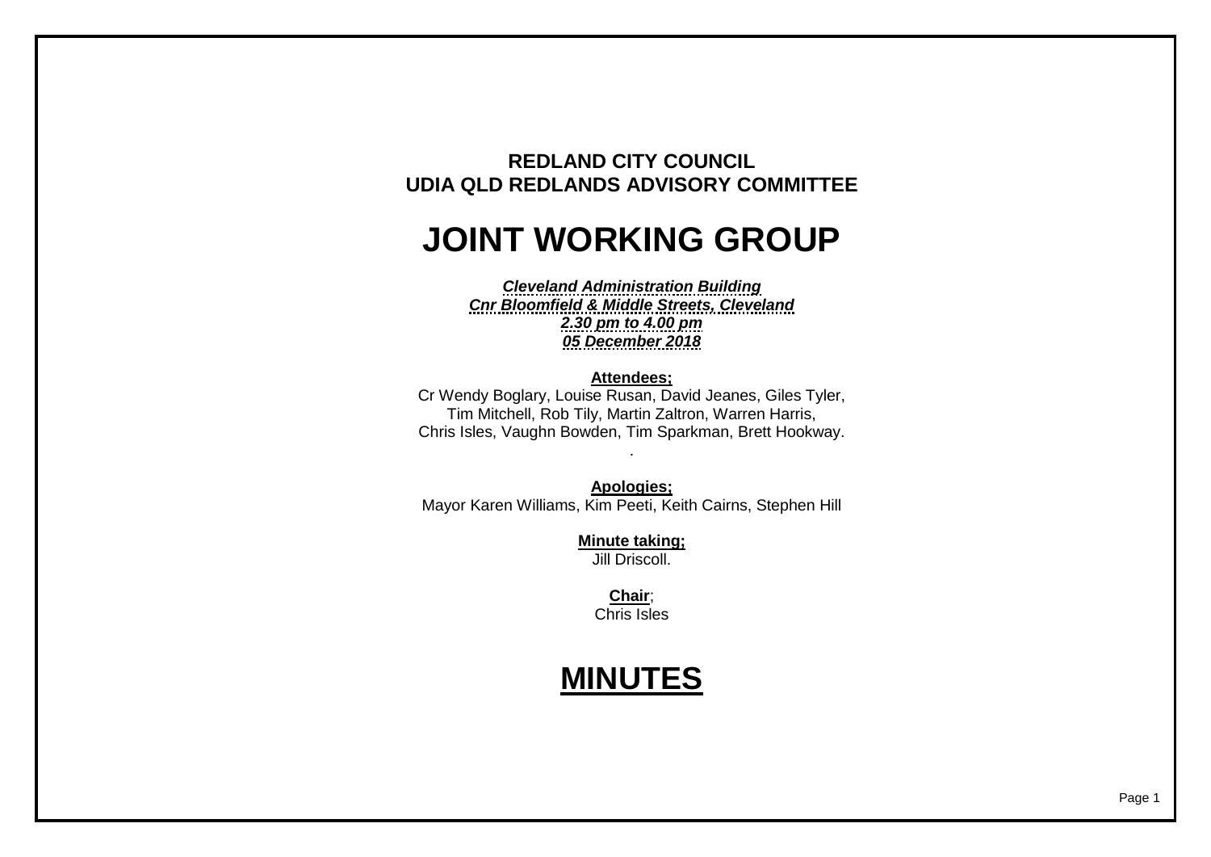**REDLAND CITY COUNCIL**
**UDIA QLD REDLANDS ADVISORY COMMITTEE**

# JOINT WORKING GROUP

***Cleveland Administration Building***
***Cnr Bloomfield & Middle Streets, Cleveland***
***2.30 pm to 4.00 pm***
***05 December 2018***

**Attendees;**
Cr Wendy Boglary, Louise Rusan, David Jeanes, Giles Tyler, Tim Mitchell, Rob Tily, Martin Zaltron, Warren Harris, Chris Isles, Vaughn Bowden, Tim Sparkman, Brett Hookway.
.

**Apologies;**
Mayor Karen Williams, Kim Peeti, Keith Cairns, Stephen Hill

**Minute taking;**
Jill Driscoll.

**Chair**;
Chris Isles

# MINUTES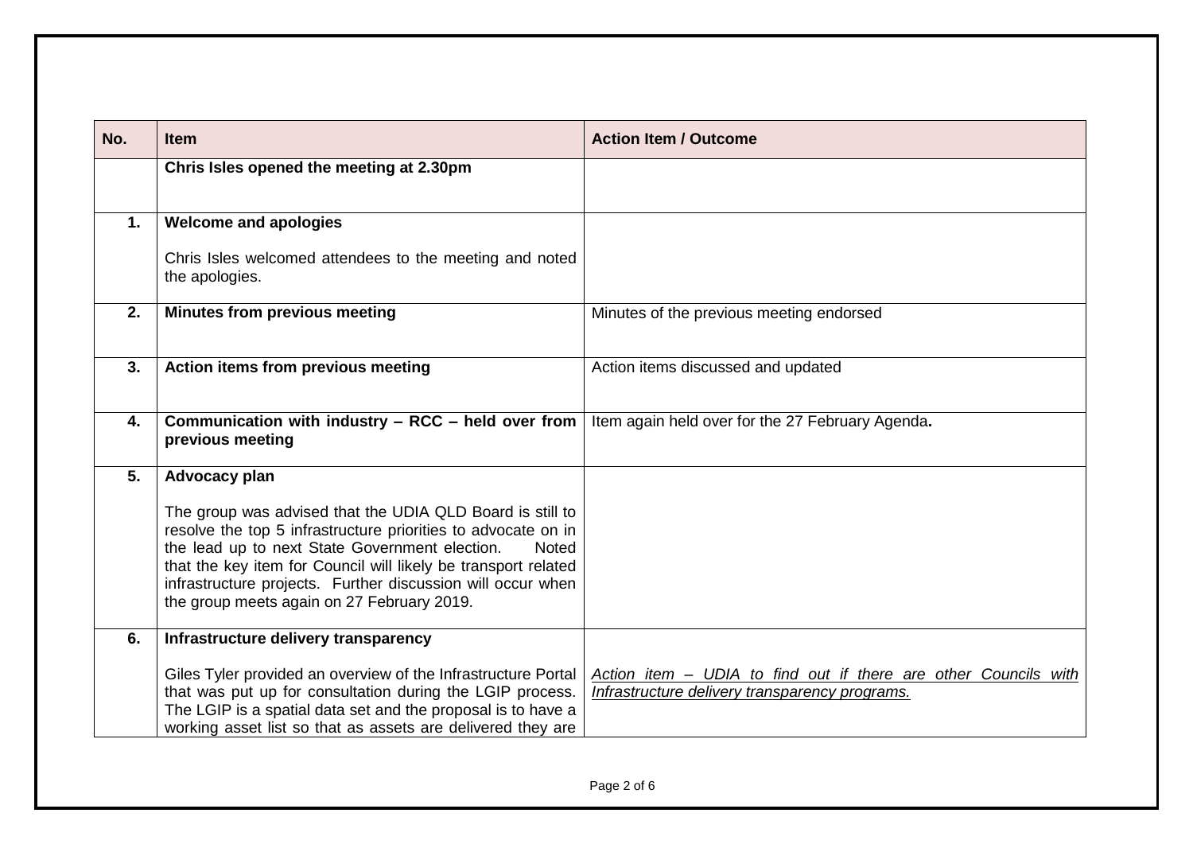| No. | Item | Action Item / Outcome |
|---|---|---|
| | **Chris Isles opened the meeting at 2.30pm** | |
| **1.** | **Welcome and apologies**<br><br>Chris Isles welcomed attendees to the meeting and noted the apologies. | |
| **2.** | **Minutes from previous meeting** | Minutes of the previous meeting endorsed |
| **3.** | **Action items from previous meeting** | Action items discussed and updated |
| **4.** | **Communication with industry – RCC – held over from previous meeting** | Item again held over for the 27 February Agenda**.** |
| **5.** | **Advocacy plan**<br><br>The group was advised that the UDIA QLD Board is still to resolve the top 5 infrastructure priorities to advocate on in the lead up to next State Government election. Noted that the key item for Council will likely be transport related infrastructure projects. Further discussion will occur when the group meets again on 27 February 2019. | |
| **6.** | **Infrastructure delivery transparency**<br><br>Giles Tyler provided an overview of the Infrastructure Portal that was put up for consultation during the LGIP process. The LGIP is a spatial data set and the proposal is to have a working asset list so that as assets are delivered they are | *Action item – UDIA to find out if there are other Councils with Infrastructure delivery transparency programs.* |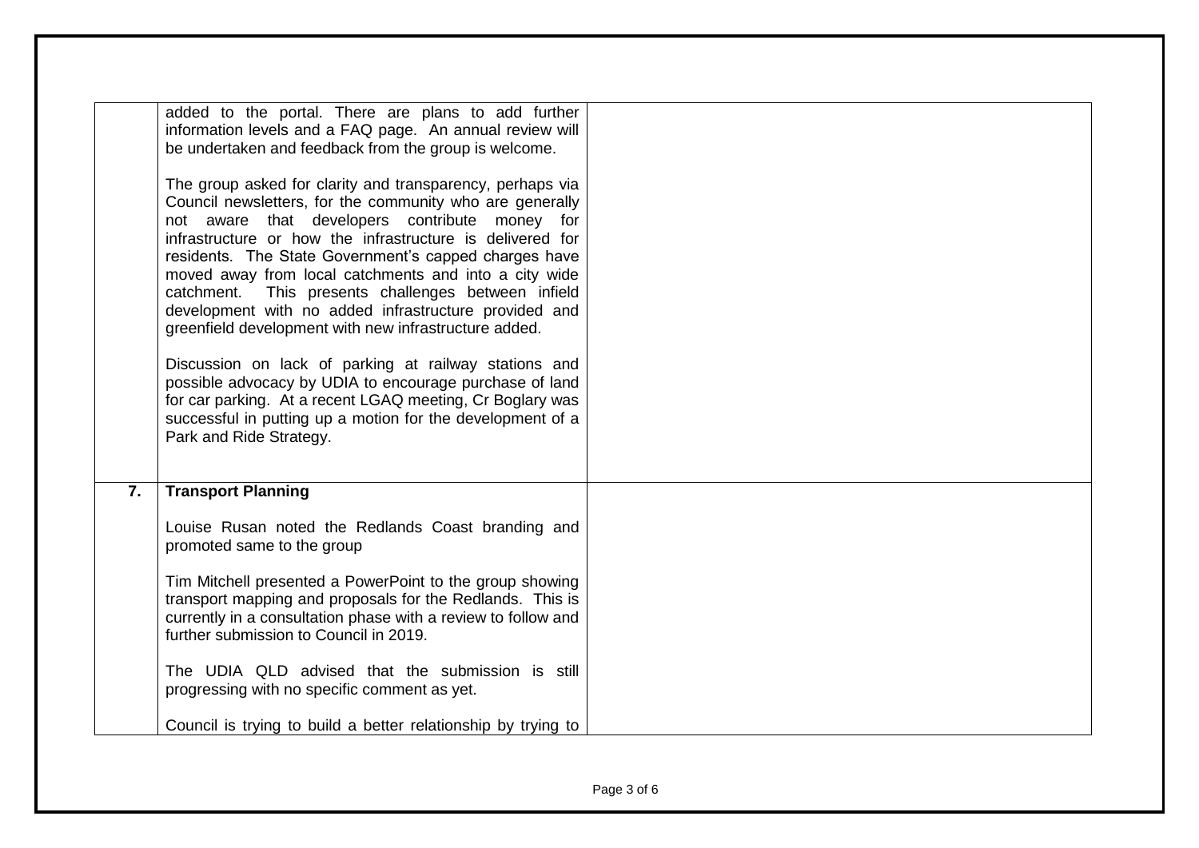| | | |
|---|---|---|
| | added to the portal. There are plans to add further information levels and a FAQ page. An annual review will be undertaken and feedback from the group is welcome.<br><br>The group asked for clarity and transparency, perhaps via Council newsletters, for the community who are generally not aware that developers contribute money for infrastructure or how the infrastructure is delivered for residents. The State Government's capped charges have moved away from local catchments and into a city wide catchment. This presents challenges between infield development with no added infrastructure provided and greenfield development with new infrastructure added.<br><br>Discussion on lack of parking at railway stations and possible advocacy by UDIA to encourage purchase of land for car parking. At a recent LGAQ meeting, Cr Boglary was successful in putting up a motion for the development of a Park and Ride Strategy. | |
| **7.** | **Transport Planning**<br><br>Louise Rusan noted the Redlands Coast branding and promoted same to the group<br><br>Tim Mitchell presented a PowerPoint to the group showing transport mapping and proposals for the Redlands. This is currently in a consultation phase with a review to follow and further submission to Council in 2019.<br><br>The UDIA QLD advised that the submission is still progressing with no specific comment as yet.<br><br>Council is trying to build a better relationship by trying to | |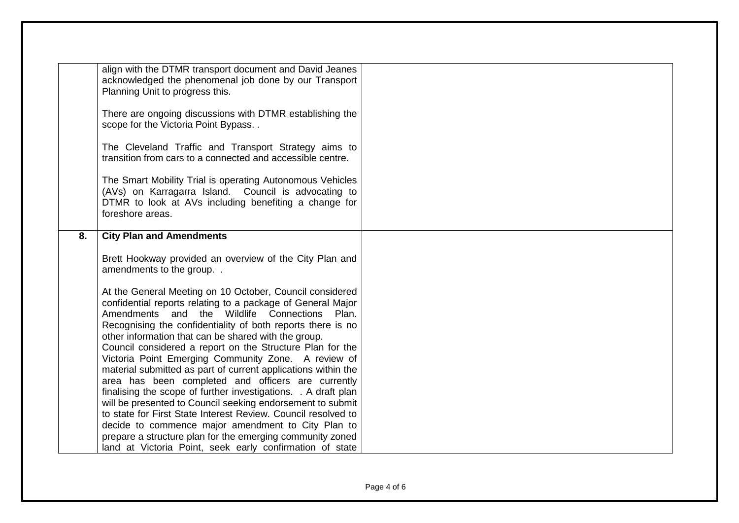| | | |
|---|---|---|
| | align with the DTMR transport document and David Jeanes acknowledged the phenomenal job done by our Transport Planning Unit to progress this.<br><br>There are ongoing discussions with DTMR establishing the scope for the Victoria Point Bypass. .<br><br>The Cleveland Traffic and Transport Strategy aims to transition from cars to a connected and accessible centre.<br><br>The Smart Mobility Trial is operating Autonomous Vehicles (AVs) on Karragarra Island. Council is advocating to DTMR to look at AVs including benefiting a change for foreshore areas. | |
| **8.** | **City Plan and Amendments**<br><br>Brett Hookway provided an overview of the City Plan and amendments to the group. .<br><br>At the General Meeting on 10 October, Council considered confidential reports relating to a package of General Major Amendments and the Wildlife Connections Plan. Recognising the confidentiality of both reports there is no other information that can be shared with the group.<br>Council considered a report on the Structure Plan for the Victoria Point Emerging Community Zone. A review of material submitted as part of current applications within the area has been completed and officers are currently finalising the scope of further investigations. . A draft plan will be presented to Council seeking endorsement to submit to state for First State Interest Review. Council resolved to decide to commence major amendment to City Plan to prepare a structure plan for the emerging community zoned land at Victoria Point, seek early confirmation of state | |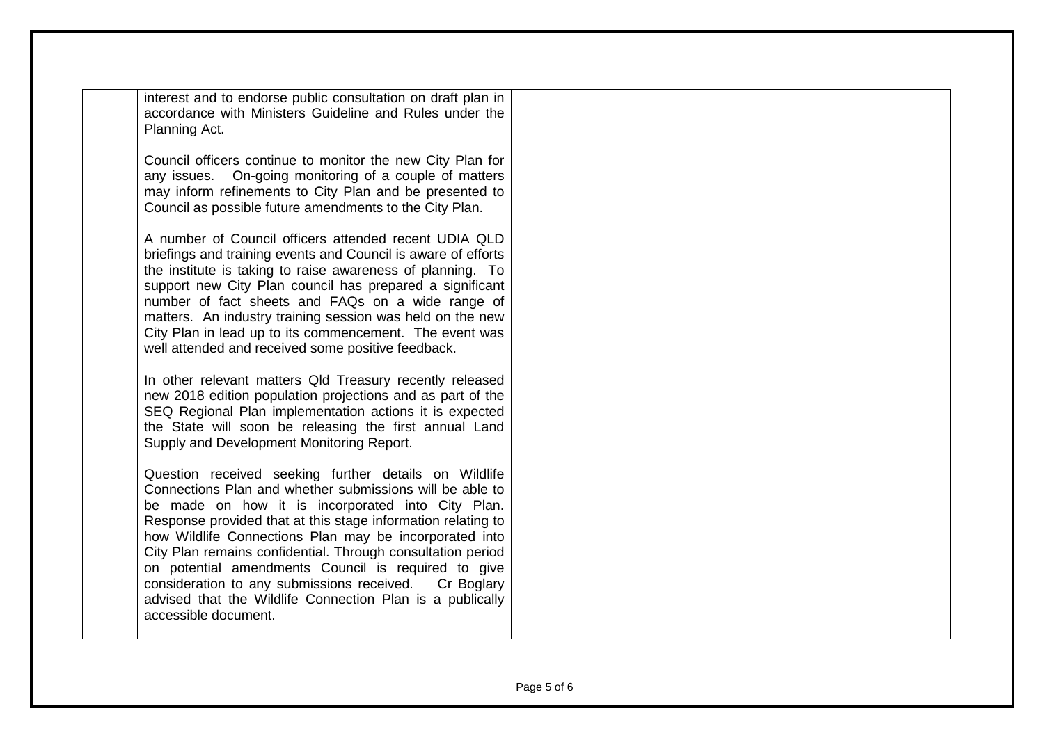| | | |
|---|---|---|
| | interest and to endorse public consultation on draft plan in accordance with Ministers Guideline and Rules under the Planning Act.<br><br>Council officers continue to monitor the new City Plan for any issues. On-going monitoring of a couple of matters may inform refinements to City Plan and be presented to Council as possible future amendments to the City Plan.<br><br>A number of Council officers attended recent UDIA QLD briefings and training events and Council is aware of efforts the institute is taking to raise awareness of planning. To support new City Plan council has prepared a significant number of fact sheets and FAQs on a wide range of matters. An industry training session was held on the new City Plan in lead up to its commencement. The event was well attended and received some positive feedback.<br><br>In other relevant matters Qld Treasury recently released new 2018 edition population projections and as part of the SEQ Regional Plan implementation actions it is expected the State will soon be releasing the first annual Land Supply and Development Monitoring Report.<br><br>Question received seeking further details on Wildlife Connections Plan and whether submissions will be able to be made on how it is incorporated into City Plan. Response provided that at this stage information relating to how Wildlife Connections Plan may be incorporated into City Plan remains confidential. Through consultation period on potential amendments Council is required to give consideration to any submissions received. Cr Boglary advised that the Wildlife Connection Plan is a publically accessible document. | |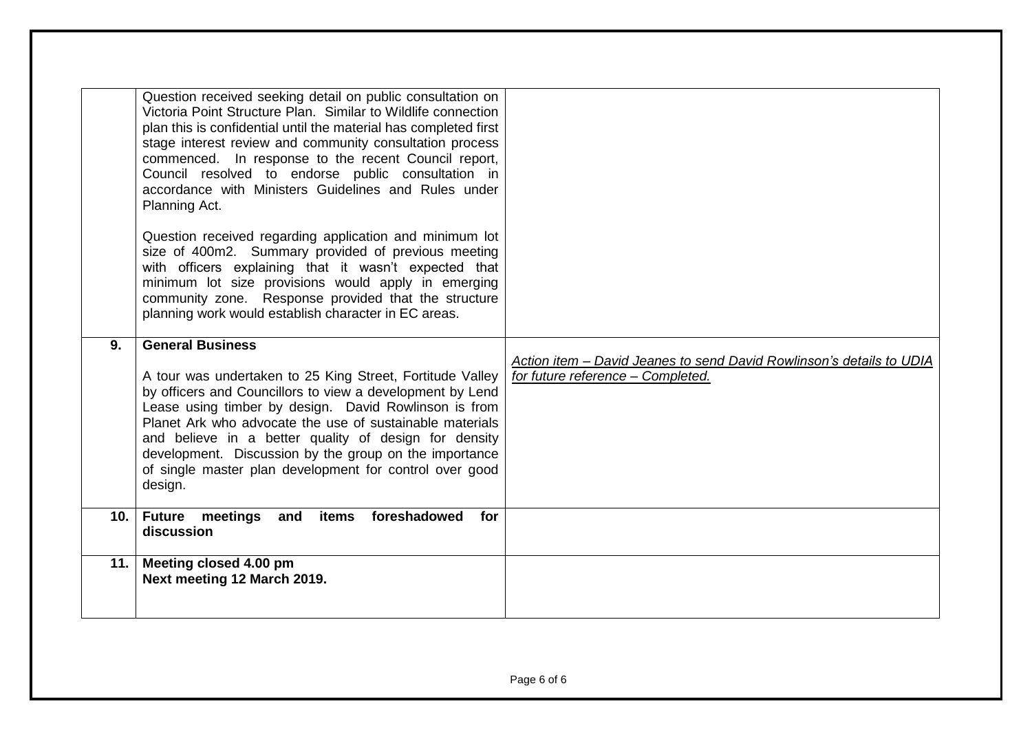| | | |
|---|---|---|
| | Question received seeking detail on public consultation on Victoria Point Structure Plan. Similar to Wildlife connection plan this is confidential until the material has completed first stage interest review and community consultation process commenced. In response to the recent Council report, Council resolved to endorse public consultation in accordance with Ministers Guidelines and Rules under Planning Act.<br><br>Question received regarding application and minimum lot size of 400m2. Summary provided of previous meeting with officers explaining that it wasn't expected that minimum lot size provisions would apply in emerging community zone. Response provided that the structure planning work would establish character in EC areas. | |
| **9.** | **General Business**<br><br>A tour was undertaken to 25 King Street, Fortitude Valley by officers and Councillors to view a development by Lend Lease using timber by design. David Rowlinson is from Planet Ark who advocate the use of sustainable materials and believe in a better quality of design for density development. Discussion by the group on the importance of single master plan development for control over good design. | *Action item – David Jeanes to send David Rowlinson's details to UDIA for future reference – Completed.* |
| **10.** | **Future meetings and items foreshadowed for discussion** | |
| **11.** | **Meeting closed 4.00 pm**<br>**Next meeting 12 March 2019.** | |